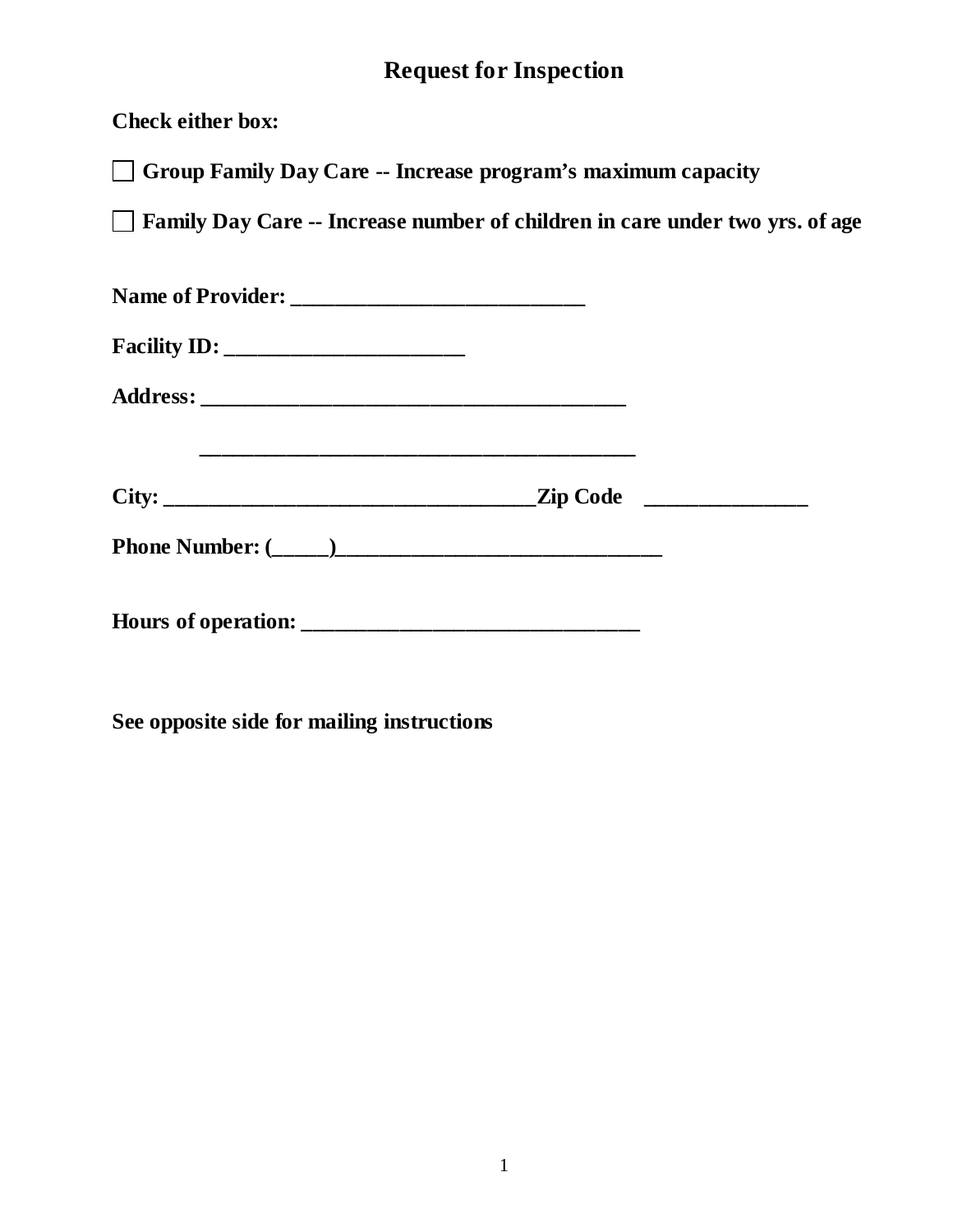# Request for Inspection

**Check either box:**

☐ **Group Family Day Care -- Increase program's maximum capacity**

☐ **Family Day Care -- Increase number of children in care under two yrs. of age**

**Name of Provider: ___________________________**

**Facility ID: ______________________**

**Address: _______________________________________**

**_______________________________________**

**City: __________________________________Zip Code _______________**

**Phone Number: (_____)_______________________________**

**Hours of operation: _______________________________**

**See opposite side for mailing instructions**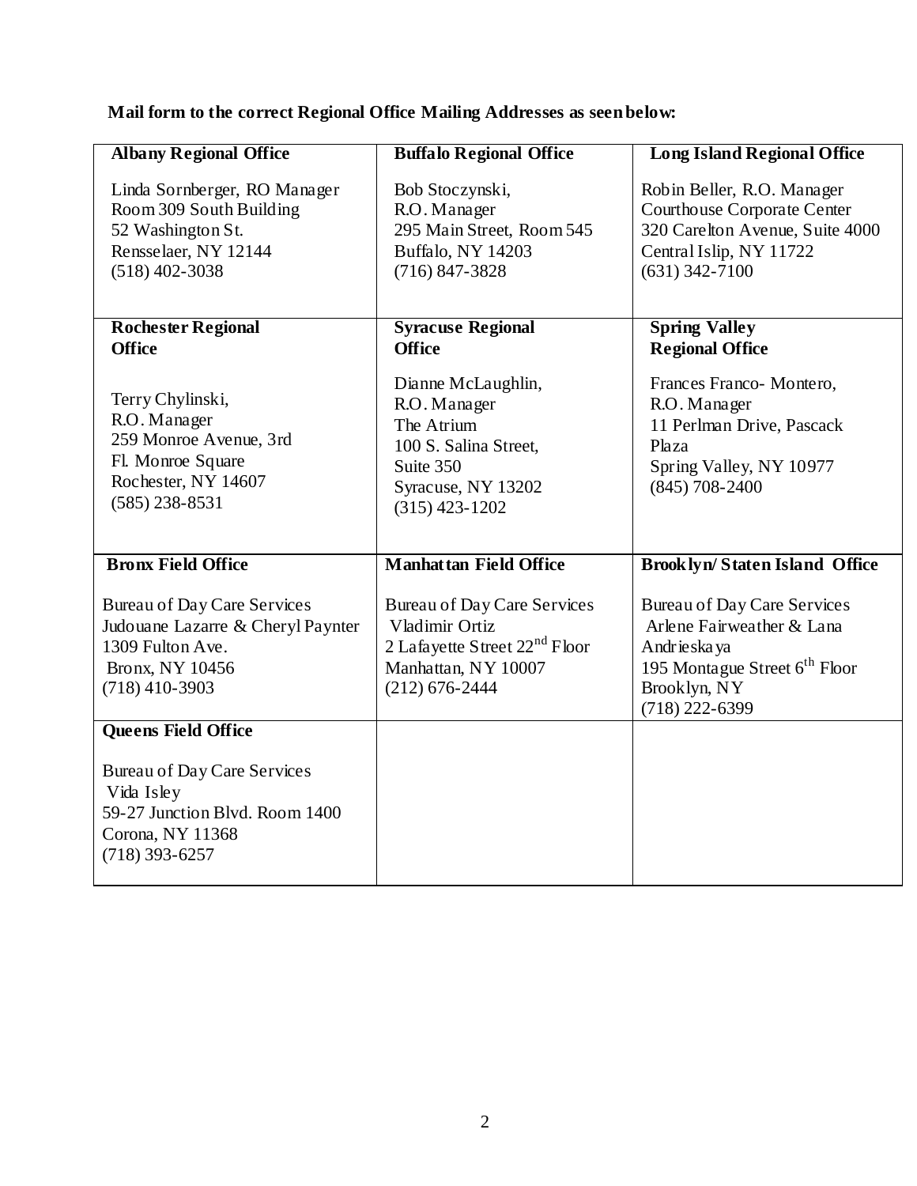**Mail form to the correct Regional Office Mailing Addresses as seen below:**

| | | |
|---|---|---|
| **Albany Regional Office**<br><br>Linda Sornberger, RO Manager<br>Room 309 South Building<br>52 Washington St.<br>Rensselaer, NY 12144<br>(518) 402-3038 | **Buffalo Regional Office**<br><br>Bob Stoczynski,<br>R.O. Manager<br>295 Main Street, Room 545<br>Buffalo, NY 14203<br>(716) 847-3828 | **Long Island Regional Office**<br><br>Robin Beller, R.O. Manager<br>Courthouse Corporate Center<br>320 Carelton Avenue, Suite 4000<br>Central Islip, NY 11722<br>(631) 342-7100 |
| **Rochester Regional Office**<br><br>Terry Chylinski,<br>R.O. Manager<br>259 Monroe Avenue, 3rd Fl. Monroe Square<br>Rochester, NY 14607<br>(585) 238-8531 | **Syracuse Regional Office**<br><br>Dianne McLaughlin,<br>R.O. Manager<br>The Atrium<br>100 S. Salina Street,<br>Suite 350<br>Syracuse, NY 13202<br>(315) 423-1202 | **Spring Valley Regional Office**<br><br>Frances Franco- Montero,<br>R.O. Manager<br>11 Perlman Drive, Pascack Plaza<br>Spring Valley, NY 10977<br>(845) 708-2400 |
| **Bronx Field Office**<br><br>Bureau of Day Care Services<br>Judouane Lazarre & Cheryl Paynter<br>1309 Fulton Ave.<br>Bronx, NY 10456<br>(718) 410-3903 | **Manhattan Field Office**<br><br>Bureau of Day Care Services<br>Vladimir Ortiz<br>2 Lafayette Street 22nd Floor<br>Manhattan, NY 10007<br>(212) 676-2444 | **Brooklyn/ Staten Island Office**<br><br>Bureau of Day Care Services<br>Arlene Fairweather & Lana Andrieskaya<br>195 Montague Street 6th Floor<br>Brooklyn, NY<br>(718) 222-6399 |
| **Queens Field Office**<br><br>Bureau of Day Care Services<br>Vida Isley<br>59-27 Junction Blvd. Room 1400<br>Corona, NY 11368<br>(718) 393-6257 | | |